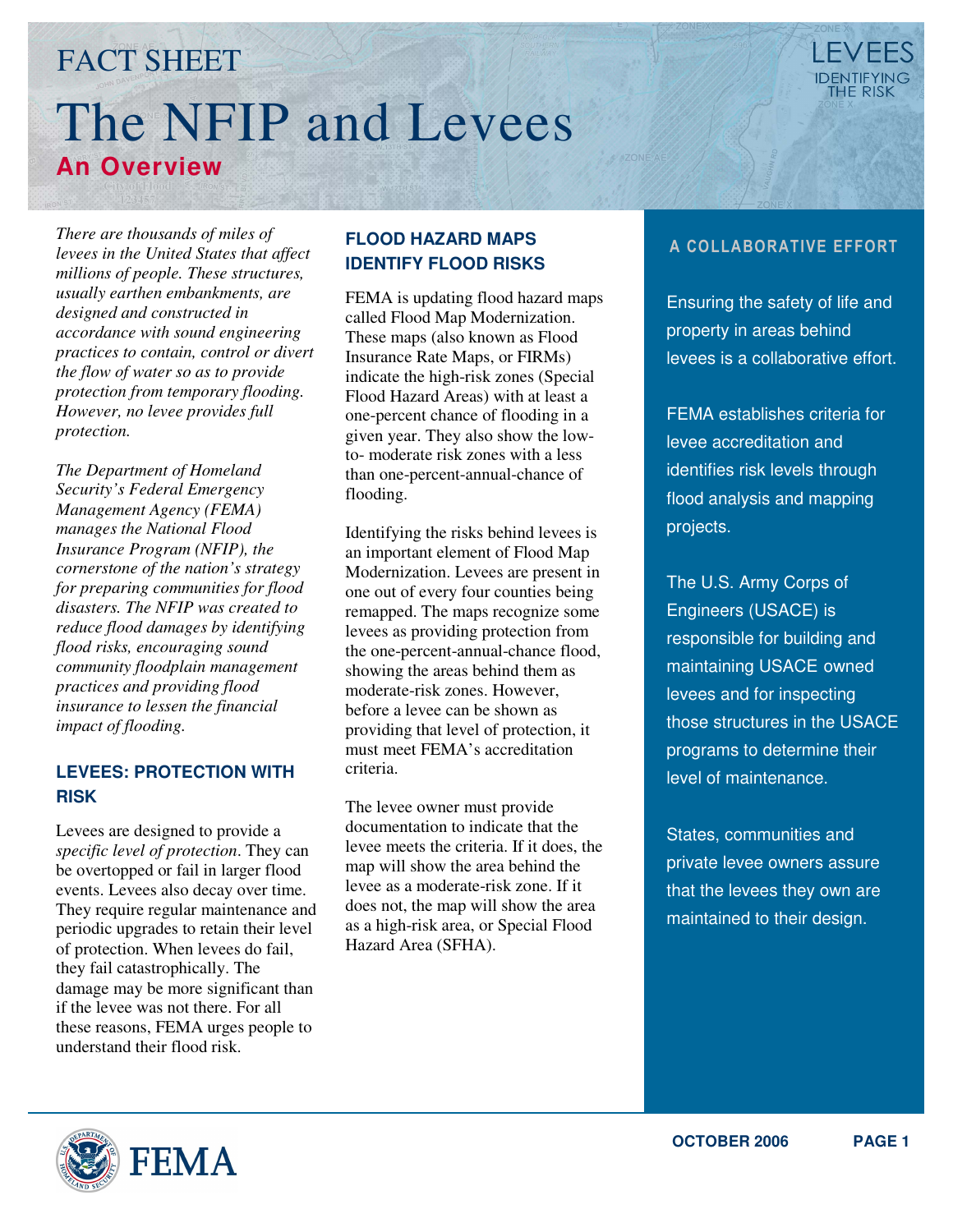# FACT SHEET

# The NFIP and Levees

## An Overview

*There are thousands of miles of levees in the United States that affect millions of people. These structures, usually earthen embankments, are designed and constructed in accordance with sound engineering practices to contain, control or divert the flow of water so as to provide protection from temporary flooding. However, no levee provides full protection.*

*The Department of Homeland Security's Federal Emergency Management Agency (FEMA) manages the National Flood Insurance Program (NFIP), the cornerstone of the nation's strategy for preparing communities for flood disasters. The NFIP was created to reduce flood damages by identifying flood risks, encouraging sound community floodplain management practices and providing flood insurance to lessen the financial impact of flooding.*

### LEVEES: PROTECTION WITH RISK

Levees are designed to provide a *specific level of protection*. They can be overtopped or fail in larger flood events. Levees also decay over time. They require regular maintenance and periodic upgrades to retain their level of protection. When levees do fail, they fail catastrophically. The damage may be more significant than if the levee was not there. For all these reasons, FEMA urges people to understand their flood risk.

### FLOOD HAZARD MAPS IDENTIFY FLOOD RISKS

FEMA is updating flood hazard maps called Flood Map Modernization. These maps (also known as Flood Insurance Rate Maps, or FIRMs) indicate the high-risk zones (Special Flood Hazard Areas) with at least a one-percent chance of flooding in a given year. They also show the low-to- moderate risk zones with a less than one-percent-annual-chance of flooding.

Identifying the risks behind levees is an important element of Flood Map Modernization. Levees are present in one out of every four counties being remapped. The maps recognize some levees as providing protection from the one-percent-annual-chance flood, showing the areas behind them as moderate-risk zones. However, before a levee can be shown as providing that level of protection, it must meet FEMA's accreditation criteria.

The levee owner must provide documentation to indicate that the levee meets the criteria. If it does, the map will show the area behind the levee as a moderate-risk zone. If it does not, the map will show the area as a high-risk area, or Special Flood Hazard Area (SFHA).

### A COLLABORATIVE EFFORT

Ensuring the safety of life and property in areas behind levees is a collaborative effort.

FEMA establishes criteria for levee accreditation and identifies risk levels through flood analysis and mapping projects.

The U.S. Army Corps of Engineers (USACE) is responsible for building and maintaining USACE owned levees and for inspecting those structures in the USACE programs to determine their level of maintenance.

States, communities and private levee owners assure that the levees they own are maintained to their design.

OCTOBER 2006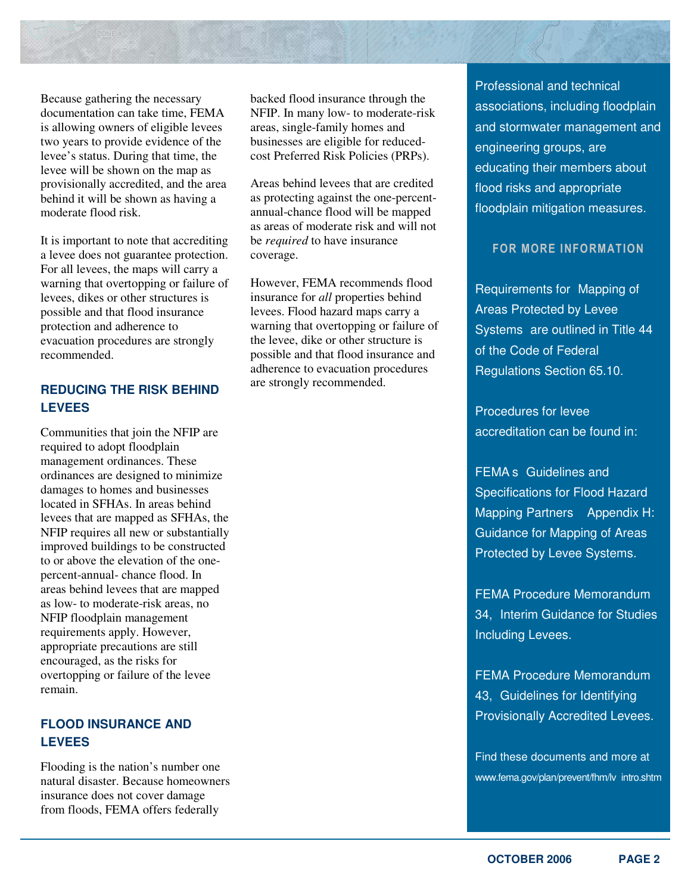Because gathering the necessary documentation can take time, FEMA is allowing owners of eligible levees two years to provide evidence of the levee's status. During that time, the levee will be shown on the map as provisionally accredited, and the area behind it will be shown as having a moderate flood risk.

It is important to note that accrediting a levee does not guarantee protection. For all levees, the maps will carry a warning that overtopping or failure of levees, dikes or other structures is possible and that flood insurance protection and adherence to evacuation procedures are strongly recommended.

## REDUCING THE RISK BEHIND LEVEES

Communities that join the NFIP are required to adopt floodplain management ordinances. These ordinances are designed to minimize damages to homes and businesses located in SFHAs. In areas behind levees that are mapped as SFHAs, the NFIP requires all new or substantially improved buildings to be constructed to or above the elevation of the one-percent-annual- chance flood. In areas behind levees that are mapped as low- to moderate-risk areas, no NFIP floodplain management requirements apply. However, appropriate precautions are still encouraged, as the risks for overtopping or failure of the levee remain.

## FLOOD INSURANCE AND LEVEES

Flooding is the nation's number one natural disaster. Because homeowners insurance does not cover damage from floods, FEMA offers federally backed flood insurance through the NFIP. In many low- to moderate-risk areas, single-family homes and businesses are eligible for reduced-cost Preferred Risk Policies (PRPs).

Areas behind levees that are credited as protecting against the one-percent-annual-chance flood will be mapped as areas of moderate risk and will not be *required* to have insurance coverage.

However, FEMA recommends flood insurance for *all* properties behind levees. Flood hazard maps carry a warning that overtopping or failure of the levee, dike or other structure is possible and that flood insurance and adherence to evacuation procedures are strongly recommended.

Professional and technical associations, including floodplain and stormwater management and engineering groups, are educating their members about flood risks and appropriate floodplain mitigation measures.

### FOR MORE INFORMATION

Requirements for Mapping of Areas Protected by Levee Systems are outlined in Title 44 of the Code of Federal Regulations Section 65.10.

Procedures for levee accreditation can be found in:

FEMA's Guidelines and Specifications for Flood Hazard Mapping Partners Appendix H: Guidance for Mapping of Areas Protected by Levee Systems.

FEMA Procedure Memorandum 34, Interim Guidance for Studies Including Levees.

FEMA Procedure Memorandum 43, Guidelines for Identifying Provisionally Accredited Levees.

Find these documents and more at www.fema.gov/plan/prevent/fhm/lv intro.shtm